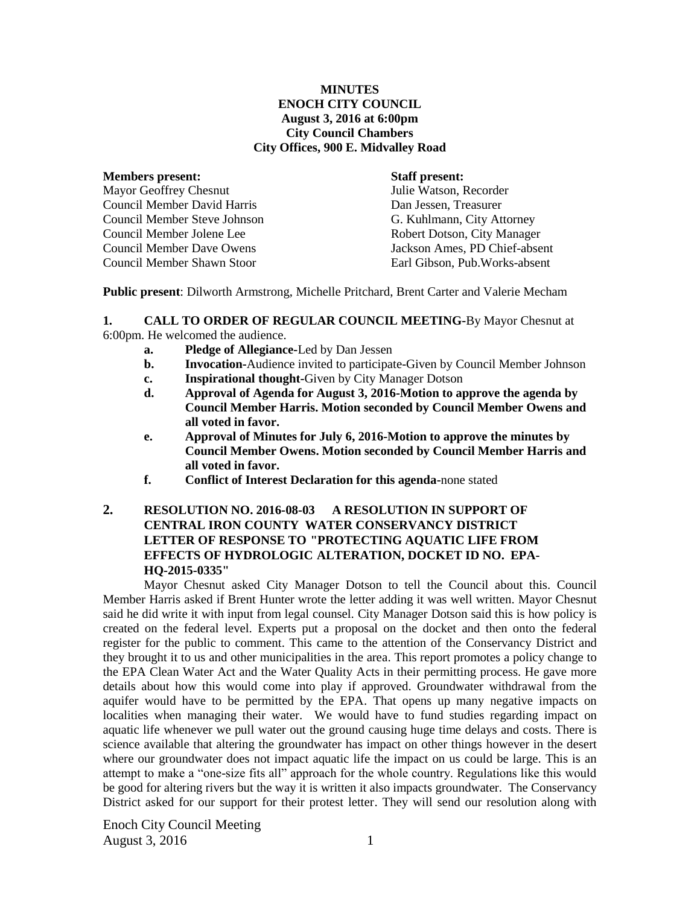**MINUTES**
**ENOCH CITY COUNCIL**
**August 3, 2016 at 6:00pm**
**City Council Chambers**
**City Offices, 900 E. Midvalley Road**

| **Members present:** | **Staff present:** |
|---|---|
| Mayor Geoffrey Chesnut | Julie Watson, Recorder |
| Council Member David Harris | Dan Jessen, Treasurer |
| Council Member Steve Johnson | G. Kuhlmann, City Attorney |
| Council Member Jolene Lee | Robert Dotson, City Manager |
| Council Member Dave Owens | Jackson Ames, PD Chief-absent |
| Council Member Shawn Stoor | Earl Gibson, Pub.Works-absent |

**Public present**: Dilworth Armstrong, Michelle Pritchard, Brent Carter and Valerie Mecham

**1. CALL TO ORDER OF REGULAR COUNCIL MEETING-**By Mayor Chesnut at 6:00pm. He welcomed the audience.

- **a. Pledge of Allegiance-**Led by Dan Jessen
- **b. Invocation-**Audience invited to participate-Given by Council Member Johnson
- **c. Inspirational thought-**Given by City Manager Dotson
- **d. Approval of Agenda for August 3, 2016-Motion to approve the agenda by Council Member Harris. Motion seconded by Council Member Owens and all voted in favor.**
- **e. Approval of Minutes for July 6, 2016-Motion to approve the minutes by Council Member Owens. Motion seconded by Council Member Harris and all voted in favor.**
- **f. Conflict of Interest Declaration for this agenda-**none stated

**2. RESOLUTION NO. 2016-08-03 A RESOLUTION IN SUPPORT OF CENTRAL IRON COUNTY WATER CONSERVANCY DISTRICT LETTER OF RESPONSE TO "PROTECTING AQUATIC LIFE FROM EFFECTS OF HYDROLOGIC ALTERATION, DOCKET ID NO. EPA-HQ-2015-0335"**

Mayor Chesnut asked City Manager Dotson to tell the Council about this. Council Member Harris asked if Brent Hunter wrote the letter adding it was well written. Mayor Chesnut said he did write it with input from legal counsel. City Manager Dotson said this is how policy is created on the federal level. Experts put a proposal on the docket and then onto the federal register for the public to comment. This came to the attention of the Conservancy District and they brought it to us and other municipalities in the area. This report promotes a policy change to the EPA Clean Water Act and the Water Quality Acts in their permitting process. He gave more details about how this would come into play if approved. Groundwater withdrawal from the aquifer would have to be permitted by the EPA. That opens up many negative impacts on localities when managing their water. We would have to fund studies regarding impact on aquatic life whenever we pull water out the ground causing huge time delays and costs. There is science available that altering the groundwater has impact on other things however in the desert where our groundwater does not impact aquatic life the impact on us could be large. This is an attempt to make a "one-size fits all" approach for the whole country. Regulations like this would be good for altering rivers but the way it is written it also impacts groundwater. The Conservancy District asked for our support for their protest letter. They will send our resolution along with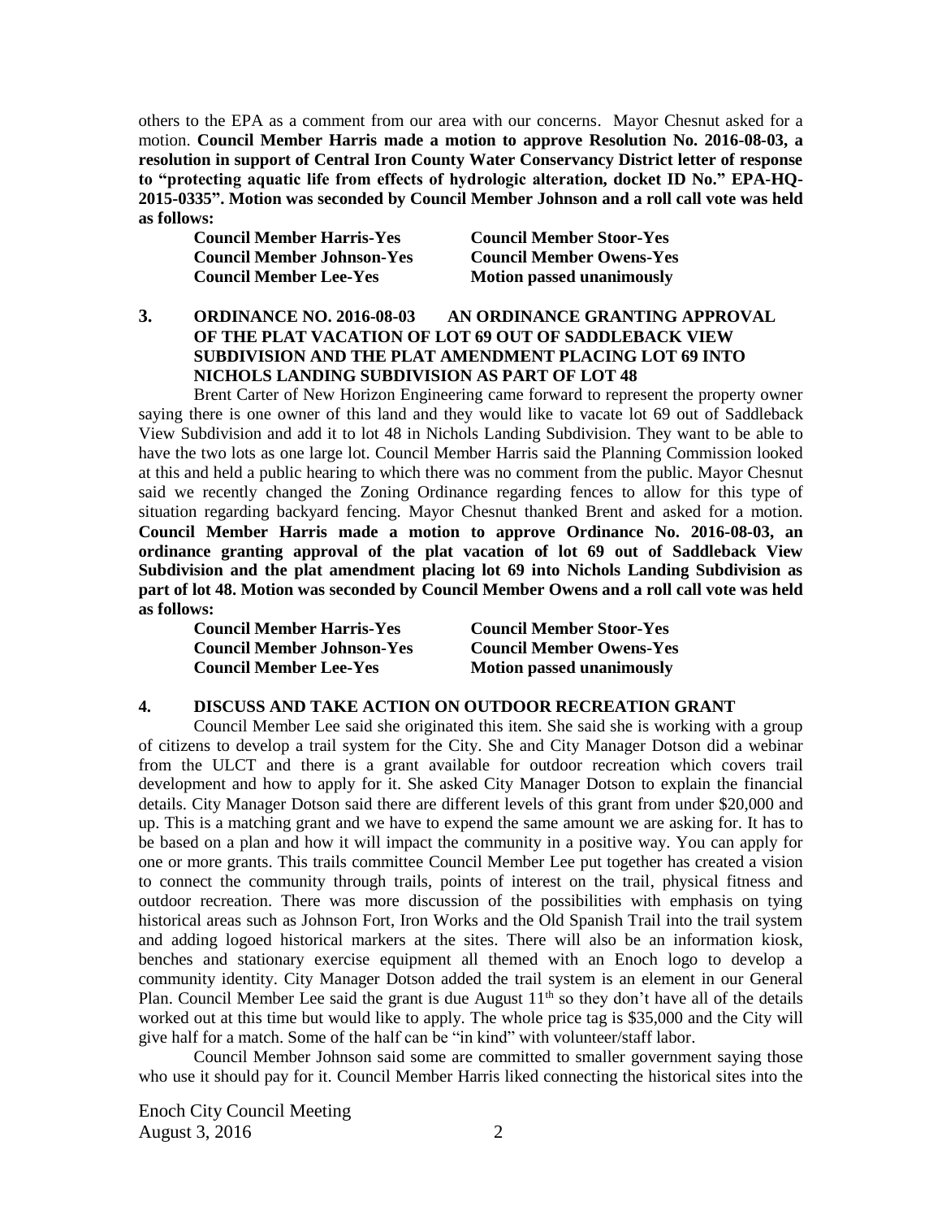others to the EPA as a comment from our area with our concerns. Mayor Chesnut asked for a motion. **Council Member Harris made a motion to approve Resolution No. 2016-08-03, a resolution in support of Central Iron County Water Conservancy District letter of response to "protecting aquatic life from effects of hydrologic alteration, docket ID No." EPA-HQ-2015-0335". Motion was seconded by Council Member Johnson and a roll call vote was held as follows:**

| | |
|---|---|
| **Council Member Harris-Yes** | **Council Member Stoor-Yes** |
| **Council Member Johnson-Yes** | **Council Member Owens-Yes** |
| **Council Member Lee-Yes** | **Motion passed unanimously** |

## 3. ORDINANCE NO. 2016-08-03 AN ORDINANCE GRANTING APPROVAL OF THE PLAT VACATION OF LOT 69 OUT OF SADDLEBACK VIEW SUBDIVISION AND THE PLAT AMENDMENT PLACING LOT 69 INTO NICHOLS LANDING SUBDIVISION AS PART OF LOT 48

Brent Carter of New Horizon Engineering came forward to represent the property owner saying there is one owner of this land and they would like to vacate lot 69 out of Saddleback View Subdivision and add it to lot 48 in Nichols Landing Subdivision. They want to be able to have the two lots as one large lot. Council Member Harris said the Planning Commission looked at this and held a public hearing to which there was no comment from the public. Mayor Chesnut said we recently changed the Zoning Ordinance regarding fences to allow for this type of situation regarding backyard fencing. Mayor Chesnut thanked Brent and asked for a motion. **Council Member Harris made a motion to approve Ordinance No. 2016-08-03, an ordinance granting approval of the plat vacation of lot 69 out of Saddleback View Subdivision and the plat amendment placing lot 69 into Nichols Landing Subdivision as part of lot 48. Motion was seconded by Council Member Owens and a roll call vote was held as follows:**

| | |
|---|---|
| **Council Member Harris-Yes** | **Council Member Stoor-Yes** |
| **Council Member Johnson-Yes** | **Council Member Owens-Yes** |
| **Council Member Lee-Yes** | **Motion passed unanimously** |

## 4. DISCUSS AND TAKE ACTION ON OUTDOOR RECREATION GRANT

Council Member Lee said she originated this item. She said she is working with a group of citizens to develop a trail system for the City. She and City Manager Dotson did a webinar from the ULCT and there is a grant available for outdoor recreation which covers trail development and how to apply for it. She asked City Manager Dotson to explain the financial details. City Manager Dotson said there are different levels of this grant from under $20,000 and up. This is a matching grant and we have to expend the same amount we are asking for. It has to be based on a plan and how it will impact the community in a positive way. You can apply for one or more grants. This trails committee Council Member Lee put together has created a vision to connect the community through trails, points of interest on the trail, physical fitness and outdoor recreation. There was more discussion of the possibilities with emphasis on tying historical areas such as Johnson Fort, Iron Works and the Old Spanish Trail into the trail system and adding logoed historical markers at the sites. There will also be an information kiosk, benches and stationary exercise equipment all themed with an Enoch logo to develop a community identity. City Manager Dotson added the trail system is an element in our General Plan. Council Member Lee said the grant is due August 11th so they don't have all of the details worked out at this time but would like to apply. The whole price tag is $35,000 and the City will give half for a match. Some of the half can be "in kind" with volunteer/staff labor.

Council Member Johnson said some are committed to smaller government saying those who use it should pay for it. Council Member Harris liked connecting the historical sites into the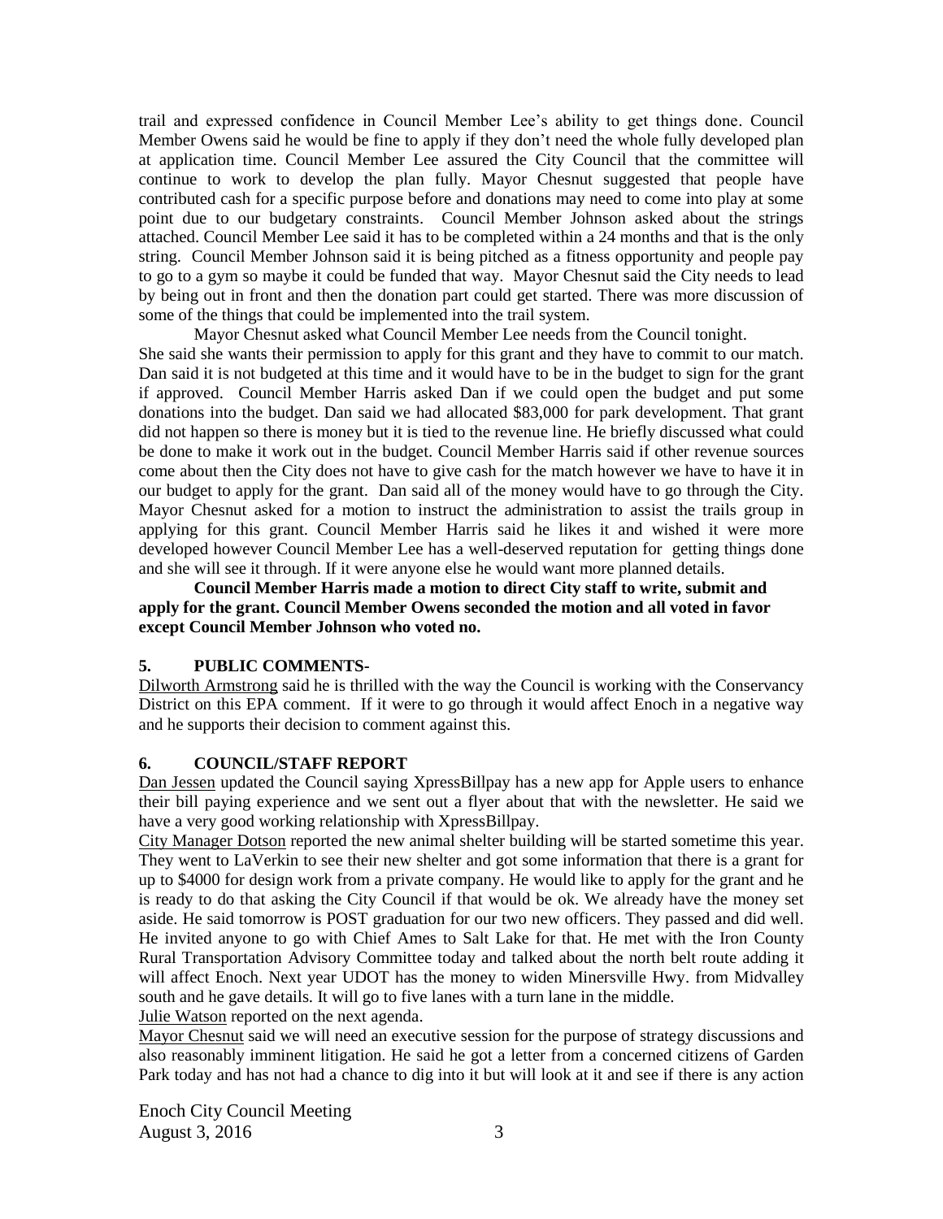trail and expressed confidence in Council Member Lee's ability to get things done. Council Member Owens said he would be fine to apply if they don't need the whole fully developed plan at application time. Council Member Lee assured the City Council that the committee will continue to work to develop the plan fully. Mayor Chesnut suggested that people have contributed cash for a specific purpose before and donations may need to come into play at some point due to our budgetary constraints. Council Member Johnson asked about the strings attached. Council Member Lee said it has to be completed within a 24 months and that is the only string. Council Member Johnson said it is being pitched as a fitness opportunity and people pay to go to a gym so maybe it could be funded that way. Mayor Chesnut said the City needs to lead by being out in front and then the donation part could get started. There was more discussion of some of the things that could be implemented into the trail system.

Mayor Chesnut asked what Council Member Lee needs from the Council tonight. She said she wants their permission to apply for this grant and they have to commit to our match. Dan said it is not budgeted at this time and it would have to be in the budget to sign for the grant if approved. Council Member Harris asked Dan if we could open the budget and put some donations into the budget. Dan said we had allocated $83,000 for park development. That grant did not happen so there is money but it is tied to the revenue line. He briefly discussed what could be done to make it work out in the budget. Council Member Harris said if other revenue sources come about then the City does not have to give cash for the match however we have to have it in our budget to apply for the grant. Dan said all of the money would have to go through the City. Mayor Chesnut asked for a motion to instruct the administration to assist the trails group in applying for this grant. Council Member Harris said he likes it and wished it were more developed however Council Member Lee has a well-deserved reputation for getting things done and she will see it through. If it were anyone else he would want more planned details.

**Council Member Harris made a motion to direct City staff to write, submit and apply for the grant. Council Member Owens seconded the motion and all voted in favor except Council Member Johnson who voted no.**

## 5. PUBLIC COMMENTS-

Dilworth Armstrong said he is thrilled with the way the Council is working with the Conservancy District on this EPA comment. If it were to go through it would affect Enoch in a negative way and he supports their decision to comment against this.

## 6. COUNCIL/STAFF REPORT

Dan Jessen updated the Council saying XpressBillpay has a new app for Apple users to enhance their bill paying experience and we sent out a flyer about that with the newsletter. He said we have a very good working relationship with XpressBillpay.

City Manager Dotson reported the new animal shelter building will be started sometime this year. They went to LaVerkin to see their new shelter and got some information that there is a grant for up to $4000 for design work from a private company. He would like to apply for the grant and he is ready to do that asking the City Council if that would be ok. We already have the money set aside. He said tomorrow is POST graduation for our two new officers. They passed and did well. He invited anyone to go with Chief Ames to Salt Lake for that. He met with the Iron County Rural Transportation Advisory Committee today and talked about the north belt route adding it will affect Enoch. Next year UDOT has the money to widen Minersville Hwy. from Midvalley south and he gave details. It will go to five lanes with a turn lane in the middle.

Julie Watson reported on the next agenda.

Mayor Chesnut said we will need an executive session for the purpose of strategy discussions and also reasonably imminent litigation. He said he got a letter from a concerned citizens of Garden Park today and has not had a chance to dig into it but will look at it and see if there is any action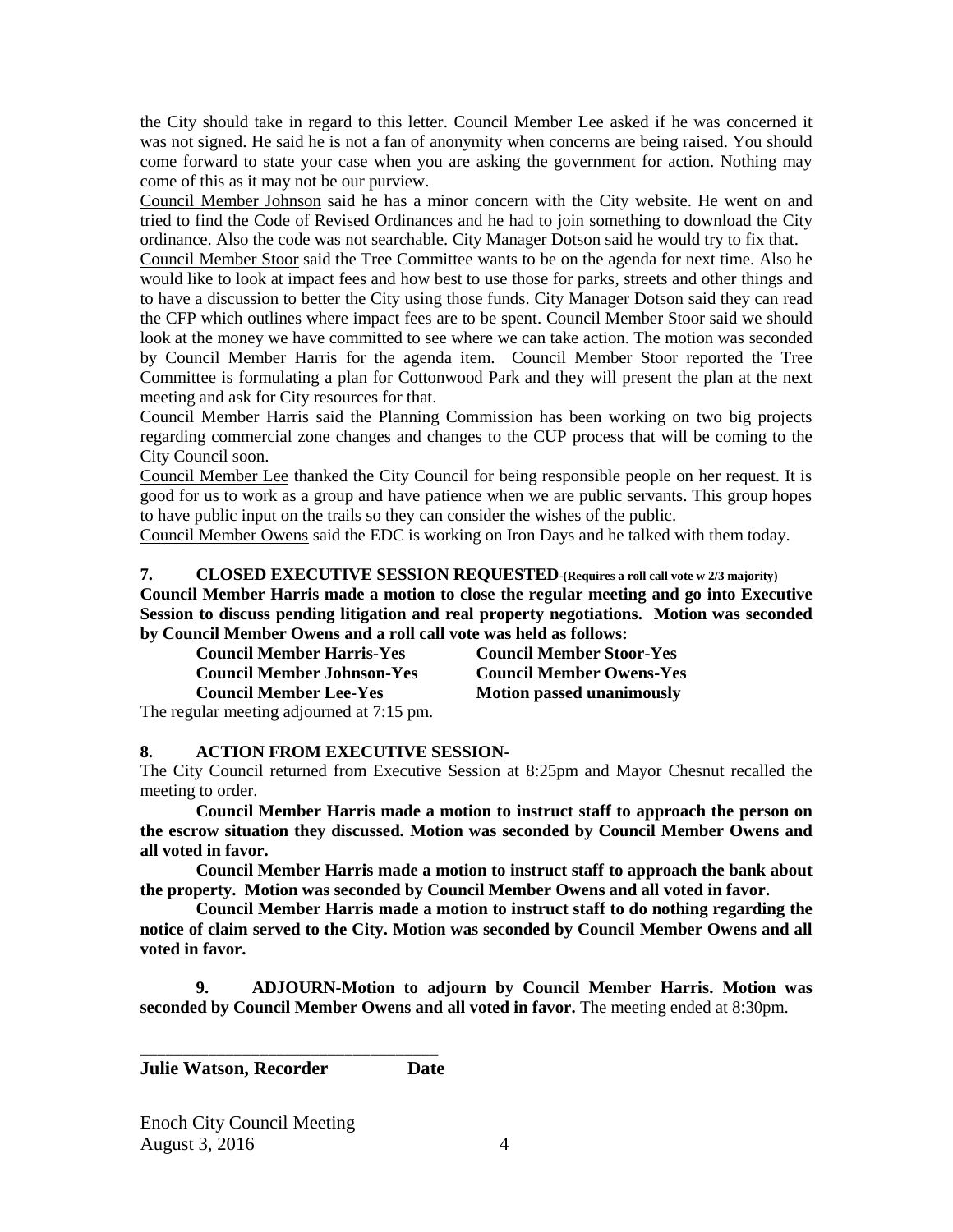the City should take in regard to this letter. Council Member Lee asked if he was concerned it was not signed. He said he is not a fan of anonymity when concerns are being raised. You should come forward to state your case when you are asking the government for action. Nothing may come of this as it may not be our purview.

Council Member Johnson said he has a minor concern with the City website. He went on and tried to find the Code of Revised Ordinances and he had to join something to download the City ordinance. Also the code was not searchable. City Manager Dotson said he would try to fix that.

Council Member Stoor said the Tree Committee wants to be on the agenda for next time. Also he would like to look at impact fees and how best to use those for parks, streets and other things and to have a discussion to better the City using those funds. City Manager Dotson said they can read the CFP which outlines where impact fees are to be spent. Council Member Stoor said we should look at the money we have committed to see where we can take action. The motion was seconded by Council Member Harris for the agenda item. Council Member Stoor reported the Tree Committee is formulating a plan for Cottonwood Park and they will present the plan at the next meeting and ask for City resources for that.

Council Member Harris said the Planning Commission has been working on two big projects regarding commercial zone changes and changes to the CUP process that will be coming to the City Council soon.

Council Member Lee thanked the City Council for being responsible people on her request. It is good for us to work as a group and have patience when we are public servants. This group hopes to have public input on the trails so they can consider the wishes of the public.

Council Member Owens said the EDC is working on Iron Days and he talked with them today.

**7. CLOSED EXECUTIVE SESSION REQUESTED-(Requires a roll call vote w 2/3 majority)**

**Council Member Harris made a motion to close the regular meeting and go into Executive Session to discuss pending litigation and real property negotiations. Motion was seconded by Council Member Owens and a roll call vote was held as follows:**

| | |
|---|---|
| **Council Member Harris-Yes** | **Council Member Stoor-Yes** |
| **Council Member Johnson-Yes** | **Council Member Owens-Yes** |
| **Council Member Lee-Yes** | **Motion passed unanimously** |

The regular meeting adjourned at 7:15 pm.

**8. ACTION FROM EXECUTIVE SESSION-**

The City Council returned from Executive Session at 8:25pm and Mayor Chesnut recalled the meeting to order.

**Council Member Harris made a motion to instruct staff to approach the person on the escrow situation they discussed. Motion was seconded by Council Member Owens and all voted in favor.**

**Council Member Harris made a motion to instruct staff to approach the bank about the property. Motion was seconded by Council Member Owens and all voted in favor.**

**Council Member Harris made a motion to instruct staff to do nothing regarding the notice of claim served to the City. Motion was seconded by Council Member Owens and all voted in favor.**

**9. ADJOURN-Motion to adjourn by Council Member Harris. Motion was seconded by Council Member Owens and all voted in favor.** The meeting ended at 8:30pm.

\_\_\_\_\_\_\_\_\_\_\_\_\_\_\_\_\_\_\_\_\_\_\_\_\_\_\_\_\_\_\_\_

**Julie Watson, Recorder Date**